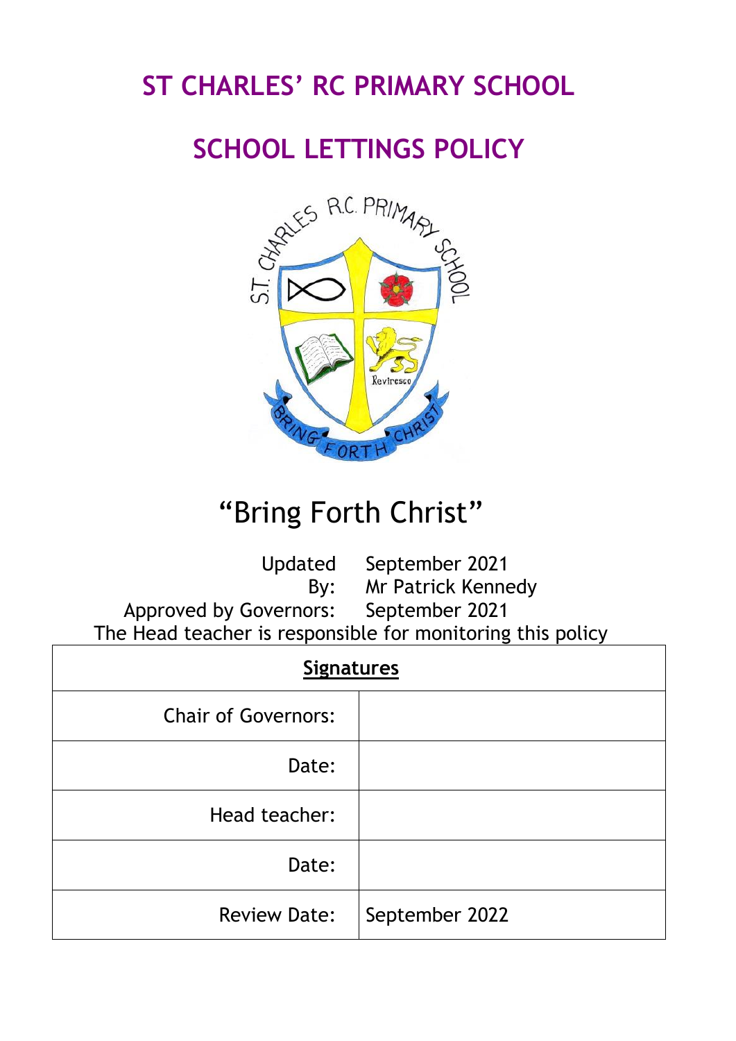# ST CHARLES' RC PRIMARY SCHOOL

# SCHOOL LETTINGS POLICY

"Bring Forth Christ"

Updated September 2021
By: Mr Patrick Kennedy
Approved by Governors: September 2021
The Head teacher is responsible for monitoring this policy

| **Signatures** | |
|---|---|
| Chair of Governors: | |
| Date: | |
| Head teacher: | |
| Date: | |
| Review Date: | September 2022 |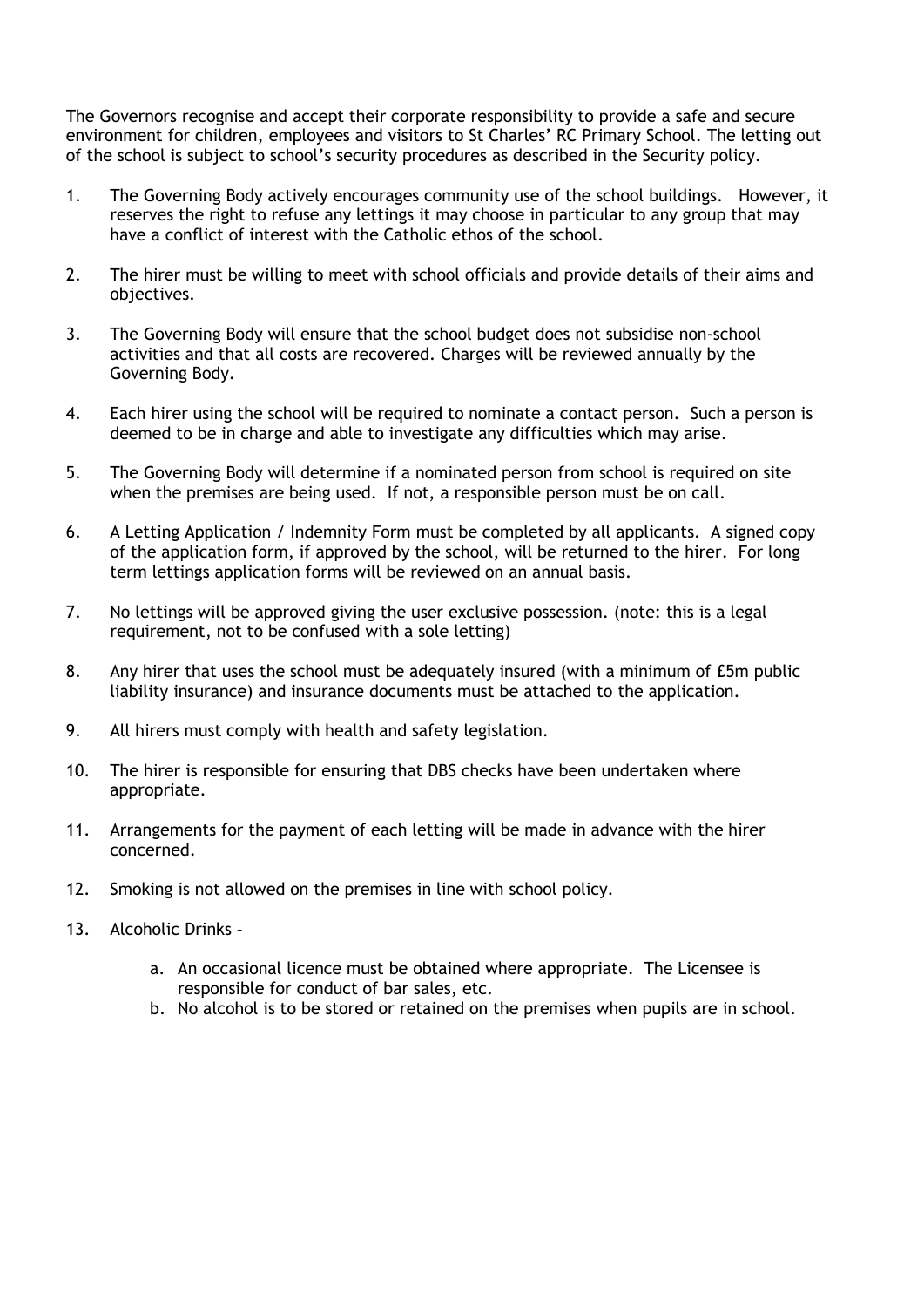The Governors recognise and accept their corporate responsibility to provide a safe and secure environment for children, employees and visitors to St Charles' RC Primary School. The letting out of the school is subject to school's security procedures as described in the Security policy.

1. The Governing Body actively encourages community use of the school buildings. However, it reserves the right to refuse any lettings it may choose in particular to any group that may have a conflict of interest with the Catholic ethos of the school.

2. The hirer must be willing to meet with school officials and provide details of their aims and objectives.

3. The Governing Body will ensure that the school budget does not subsidise non-school activities and that all costs are recovered. Charges will be reviewed annually by the Governing Body.

4. Each hirer using the school will be required to nominate a contact person. Such a person is deemed to be in charge and able to investigate any difficulties which may arise.

5. The Governing Body will determine if a nominated person from school is required on site when the premises are being used. If not, a responsible person must be on call.

6. A Letting Application / Indemnity Form must be completed by all applicants. A signed copy of the application form, if approved by the school, will be returned to the hirer. For long term lettings application forms will be reviewed on an annual basis.

7. No lettings will be approved giving the user exclusive possession. (note: this is a legal requirement, not to be confused with a sole letting)

8. Any hirer that uses the school must be adequately insured (with a minimum of £5m public liability insurance) and insurance documents must be attached to the application.

9. All hirers must comply with health and safety legislation.

10. The hirer is responsible for ensuring that DBS checks have been undertaken where appropriate.

11. Arrangements for the payment of each letting will be made in advance with the hirer concerned.

12. Smoking is not allowed on the premises in line with school policy.

13. Alcoholic Drinks –

    a. An occasional licence must be obtained where appropriate. The Licensee is responsible for conduct of bar sales, etc.
    b. No alcohol is to be stored or retained on the premises when pupils are in school.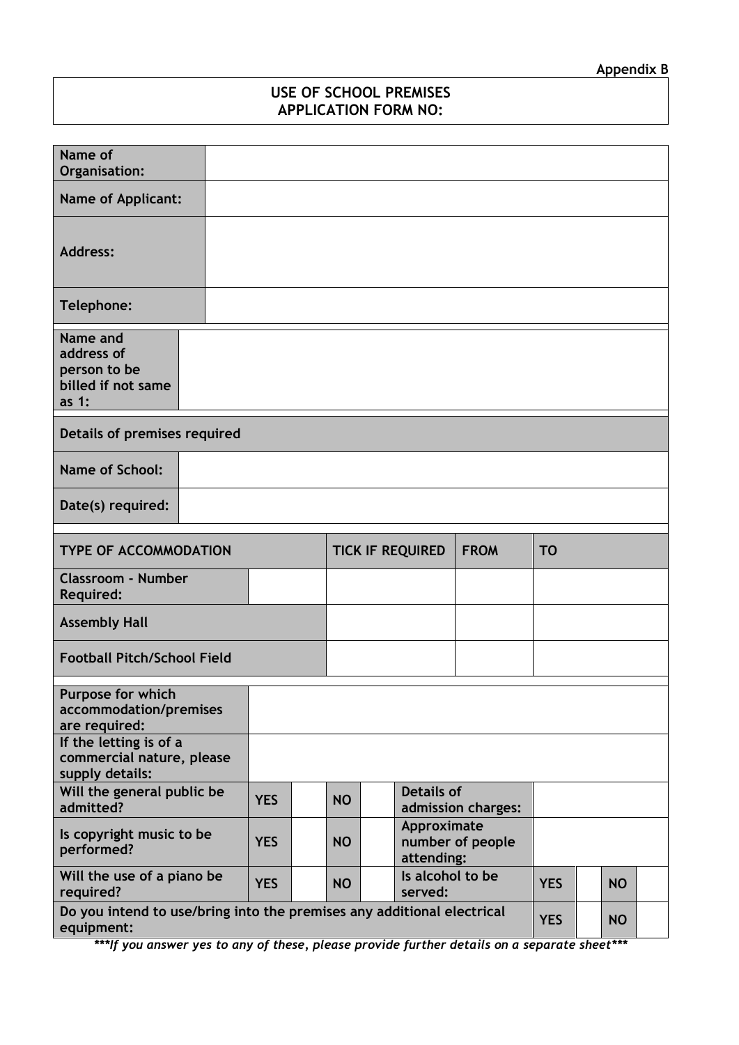**Appendix B**

# USE OF SCHOOL PREMISES
## APPLICATION FORM NO:

| **Name of Organisation:** | |
|---|---|
| **Name of Applicant:** | |
| **Address:** | |
| **Telephone:** | |

| **Name and address of person to be billed if not same as 1:** | |
|---|---|

| **Details of premises required** | |
|---|---|
| **Name of School:** | |
| **Date(s) required:** | |

| **TYPE OF ACCOMMODATION** | | **TICK IF REQUIRED** | **FROM** | **TO** |
|---|---|---|---|---|
| **Classroom - Number Required:** | | | | |
| **Assembly Hall** | | | | |
| **Football Pitch/School Field** | | | | |

| **Purpose for which accommodation/premises are required:** | | | | | | | | | | |
|---|---|---|---|---|---|---|---|---|---|---|
| **If the letting is of a commercial nature, please supply details:** | | | | | | | | | | |
| **Will the general public be admitted?** | **YES** | | **NO** | | **Details of admission charges:** | | | | | |
| **Is copyright music to be performed?** | **YES** | | **NO** | | **Approximate number of people attending:** | | | | | |
| **Will the use of a piano be required?** | **YES** | | **NO** | | **Is alcohol to be served:** | | **YES** | | **NO** | |
| **Do you intend to use/bring into the premises any additional electrical equipment:** | | | | | | | **YES** | | **NO** | |

***\*\*\*If you answer yes to any of these, please provide further details on a separate sheet\*\*\****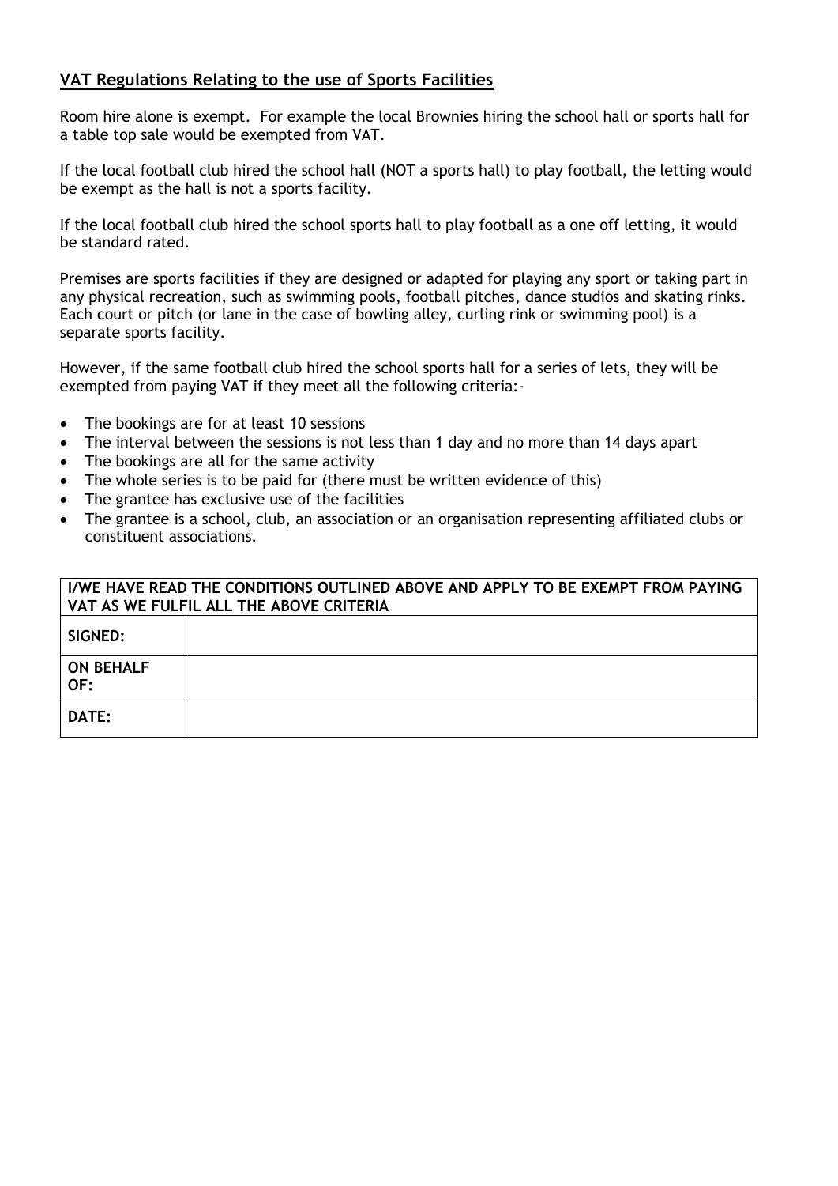## VAT Regulations Relating to the use of Sports Facilities

Room hire alone is exempt. For example the local Brownies hiring the school hall or sports hall for a table top sale would be exempted from VAT.

If the local football club hired the school hall (NOT a sports hall) to play football, the letting would be exempt as the hall is not a sports facility.

If the local football club hired the school sports hall to play football as a one off letting, it would be standard rated.

Premises are sports facilities if they are designed or adapted for playing any sport or taking part in any physical recreation, such as swimming pools, football pitches, dance studios and skating rinks. Each court or pitch (or lane in the case of bowling alley, curling rink or swimming pool) is a separate sports facility.

However, if the same football club hired the school sports hall for a series of lets, they will be exempted from paying VAT if they meet all the following criteria:-

- The bookings are for at least 10 sessions
- The interval between the sessions is not less than 1 day and no more than 14 days apart
- The bookings are all for the same activity
- The whole series is to be paid for (there must be written evidence of this)
- The grantee has exclusive use of the facilities
- The grantee is a school, club, an association or an organisation representing affiliated clubs or constituent associations.

| **I/WE HAVE READ THE CONDITIONS OUTLINED ABOVE AND APPLY TO BE EXEMPT FROM PAYING VAT AS WE FULFIL ALL THE ABOVE CRITERIA** | |
|---|---|
| **SIGNED:** | |
| **ON BEHALF OF:** | |
| **DATE:** | |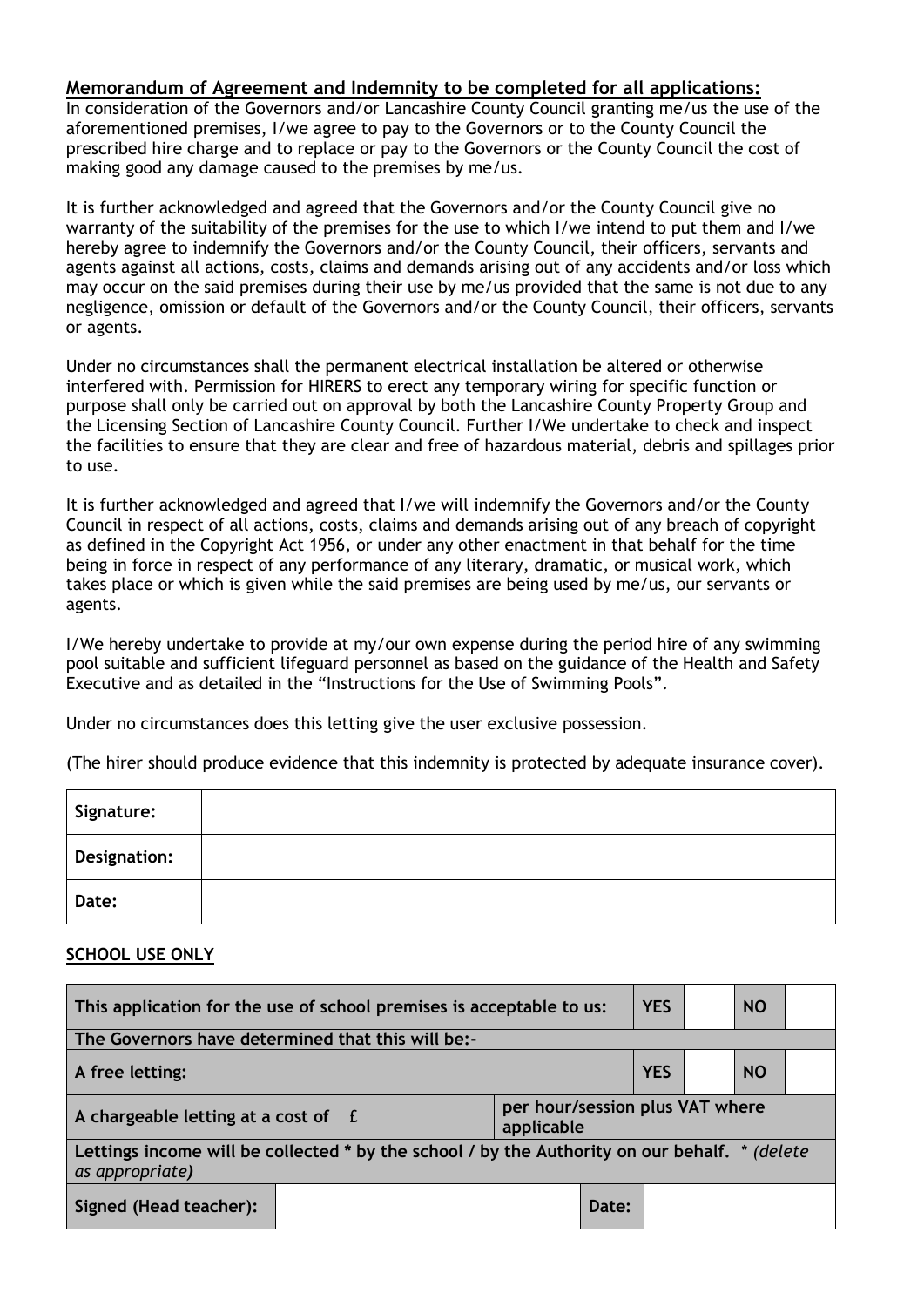**Memorandum of Agreement and Indemnity to be completed for all applications:**

In consideration of the Governors and/or Lancashire County Council granting me/us the use of the aforementioned premises, I/we agree to pay to the Governors or to the County Council the prescribed hire charge and to replace or pay to the Governors or the County Council the cost of making good any damage caused to the premises by me/us.

It is further acknowledged and agreed that the Governors and/or the County Council give no warranty of the suitability of the premises for the use to which I/we intend to put them and I/we hereby agree to indemnify the Governors and/or the County Council, their officers, servants and agents against all actions, costs, claims and demands arising out of any accidents and/or loss which may occur on the said premises during their use by me/us provided that the same is not due to any negligence, omission or default of the Governors and/or the County Council, their officers, servants or agents.

Under no circumstances shall the permanent electrical installation be altered or otherwise interfered with. Permission for HIRERS to erect any temporary wiring for specific function or purpose shall only be carried out on approval by both the Lancashire County Property Group and the Licensing Section of Lancashire County Council. Further I/We undertake to check and inspect the facilities to ensure that they are clear and free of hazardous material, debris and spillages prior to use.

It is further acknowledged and agreed that I/we will indemnify the Governors and/or the County Council in respect of all actions, costs, claims and demands arising out of any breach of copyright as defined in the Copyright Act 1956, or under any other enactment in that behalf for the time being in force in respect of any performance of any literary, dramatic, or musical work, which takes place or which is given while the said premises are being used by me/us, our servants or agents.

I/We hereby undertake to provide at my/our own expense during the period hire of any swimming pool suitable and sufficient lifeguard personnel as based on the guidance of the Health and Safety Executive and as detailed in the "Instructions for the Use of Swimming Pools".

Under no circumstances does this letting give the user exclusive possession.

(The hirer should produce evidence that this indemnity is protected by adequate insurance cover).

| | |
|---|---|
| **Signature:** | |
| **Designation:** | |
| **Date:** | |

**SCHOOL USE ONLY**

| | | | | | | | |
|---|---|---|---|---|---|---|---|
| **This application for the use of school premises is acceptable to us:** | | | | **YES** | | **NO** | |
| **The Governors have determined that this will be:-** | | | | | | | |
| **A free letting:** | | | | **YES** | | **NO** | |
| **A chargeable letting at a cost of** | £ | **per hour/session plus VAT where applicable** | | | | | |
| **Lettings income will be collected * by the school / by the Authority on our behalf.** * *(delete as appropriate)* | | | | | | | |
| **Signed (Head teacher):** | | | **Date:** | | | | |